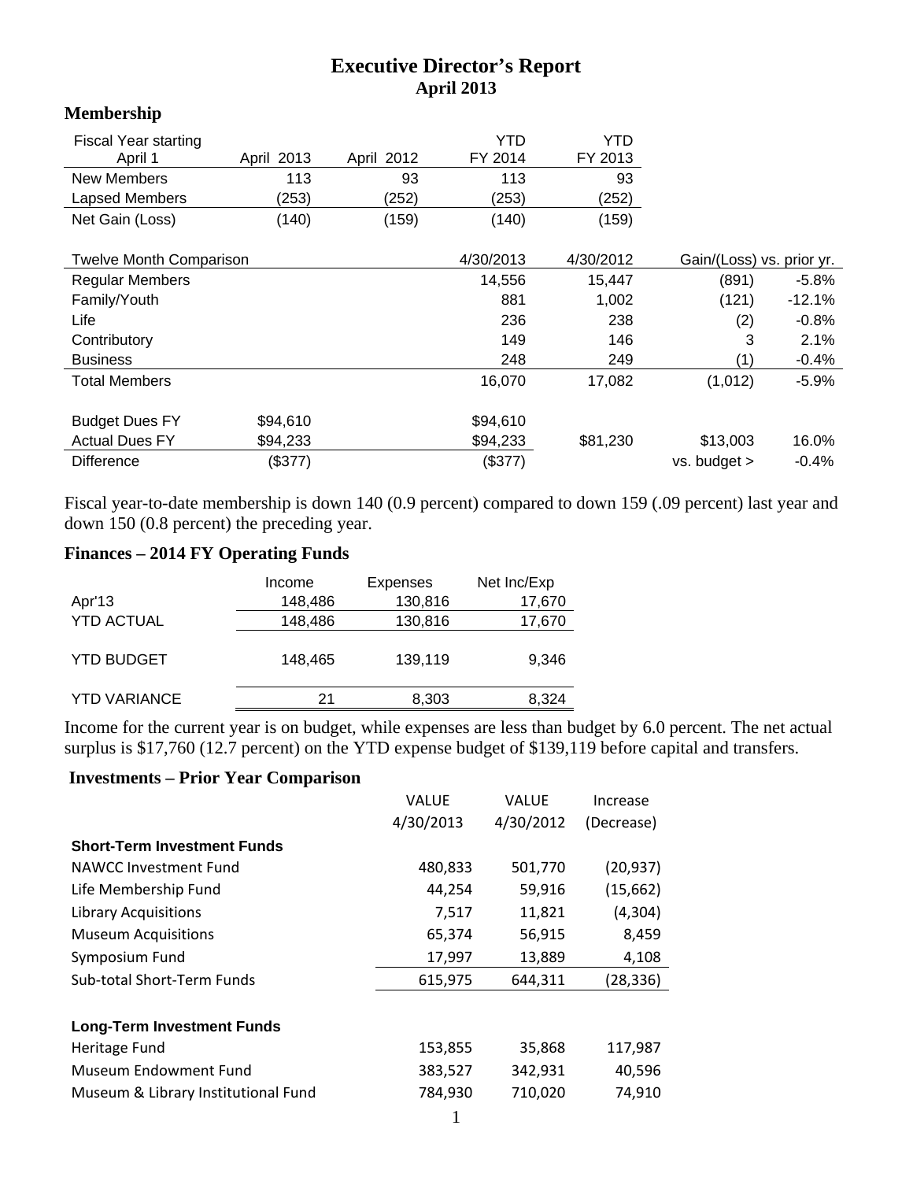# Executive Director's Report
## April 2013

### Membership

| Fiscal Year starting April 1 | April 2013 | April 2012 | YTD FY 2014 | YTD FY 2013 | | |
|---|---|---|---|---|---|---|
| New Members | 113 | 93 | 113 | 93 | | |
| Lapsed Members | (253) | (252) | (253) | (252) | | |
| Net Gain (Loss) | (140) | (159) | (140) | (159) | | |
| | | | | | | |
| Twelve Month Comparison | | | 4/30/2013 | 4/30/2012 | Gain/(Loss) vs. prior yr. | |
| Regular Members | | | 14,556 | 15,447 | (891) | -5.8% |
| Family/Youth | | | 881 | 1,002 | (121) | -12.1% |
| Life | | | 236 | 238 | (2) | -0.8% |
| Contributory | | | 149 | 146 | 3 | 2.1% |
| Business | | | 248 | 249 | (1) | -0.4% |
| Total Members | | | 16,070 | 17,082 | (1,012) | -5.9% |
| | | | | | | |
| Budget Dues FY | $94,610 | | $94,610 | | | |
| Actual Dues FY | $94,233 | | $94,233 | $81,230 | $13,003 | 16.0% |
| Difference | ($377) | | ($377) | | vs. budget > | -0.4% |

Fiscal year-to-date membership is down 140 (0.9 percent) compared to down 159 (.09 percent) last year and down 150 (0.8 percent) the preceding year.

### Finances – 2014 FY Operating Funds

| | Income | Expenses | Net Inc/Exp |
|---|---|---|---|
| Apr'13 | 148,486 | 130,816 | 17,670 |
| YTD ACTUAL | 148,486 | 130,816 | 17,670 |
| YTD BUDGET | 148,465 | 139,119 | 9,346 |
| YTD VARIANCE | 21 | 8,303 | 8,324 |

Income for the current year is on budget, while expenses are less than budget by 6.0 percent. The net actual surplus is $17,760 (12.7 percent) on the YTD expense budget of $139,119 before capital and transfers.

### Investments – Prior Year Comparison

| | VALUE 4/30/2013 | VALUE 4/30/2012 | Increase (Decrease) |
|---|---|---|---|
| **Short-Term Investment Funds** | | | |
| NAWCC Investment Fund | 480,833 | 501,770 | (20,937) |
| Life Membership Fund | 44,254 | 59,916 | (15,662) |
| Library Acquisitions | 7,517 | 11,821 | (4,304) |
| Museum Acquisitions | 65,374 | 56,915 | 8,459 |
| Symposium Fund | 17,997 | 13,889 | 4,108 |
| Sub-total Short-Term Funds | 615,975 | 644,311 | (28,336) |
| | | | |
| **Long-Term Investment Funds** | | | |
| Heritage Fund | 153,855 | 35,868 | 117,987 |
| Museum Endowment Fund | 383,527 | 342,931 | 40,596 |
| Museum & Library Institutional Fund | 784,930 | 710,020 | 74,910 |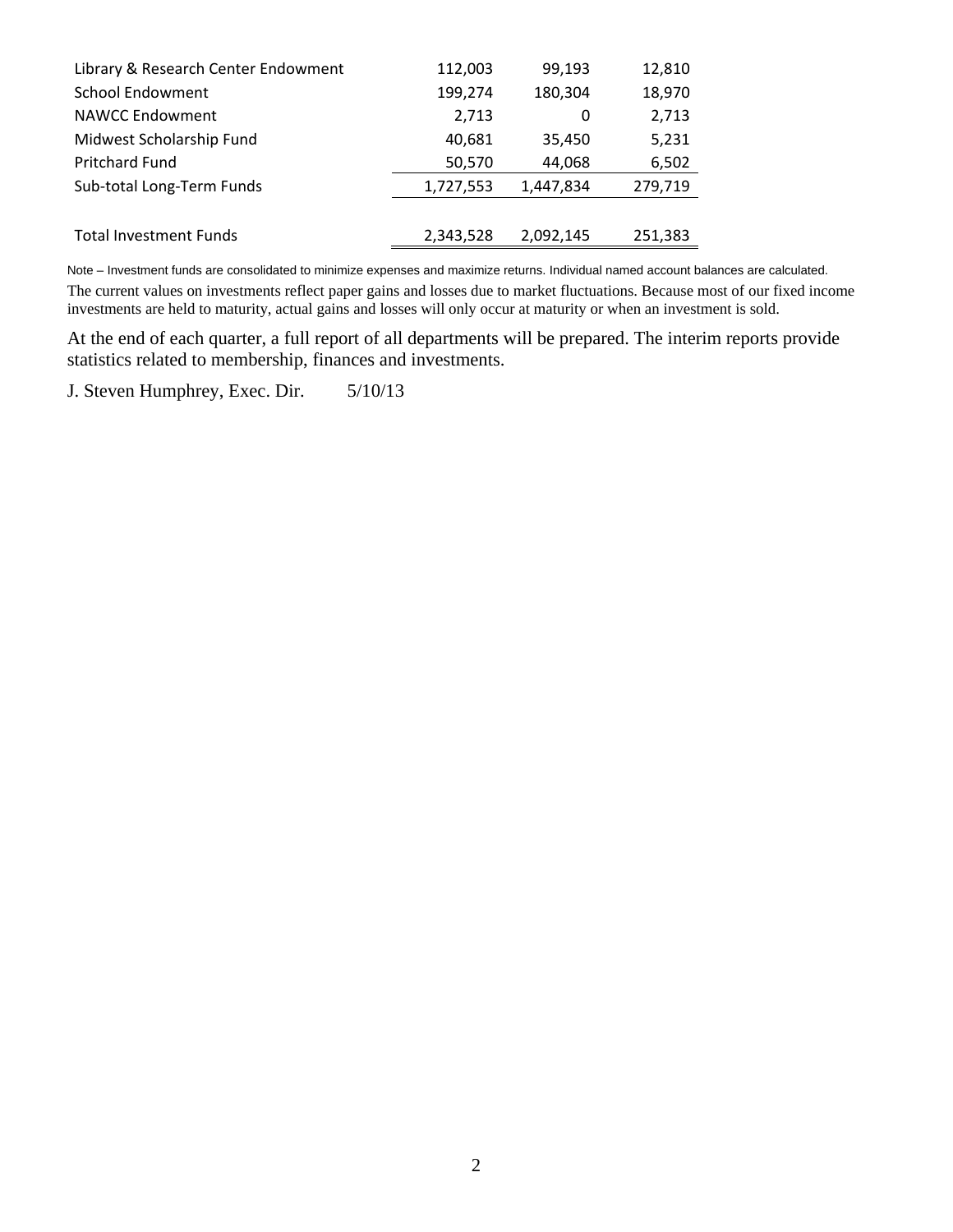| | | | |
|---|---|---|---|
| Library & Research Center Endowment | 112,003 | 99,193 | 12,810 |
| School Endowment | 199,274 | 180,304 | 18,970 |
| NAWCC Endowment | 2,713 | 0 | 2,713 |
| Midwest Scholarship Fund | 40,681 | 35,450 | 5,231 |
| Pritchard Fund | 50,570 | 44,068 | 6,502 |
| Sub-total Long-Term Funds | 1,727,553 | 1,447,834 | 279,719 |
| | | | |
| Total Investment Funds | 2,343,528 | 2,092,145 | 251,383 |

Note – Investment funds are consolidated to minimize expenses and maximize returns. Individual named account balances are calculated.

The current values on investments reflect paper gains and losses due to market fluctuations. Because most of our fixed income investments are held to maturity, actual gains and losses will only occur at maturity or when an investment is sold.

At the end of each quarter, a full report of all departments will be prepared. The interim reports provide statistics related to membership, finances and investments.

J. Steven Humphrey, Exec. Dir. 5/10/13